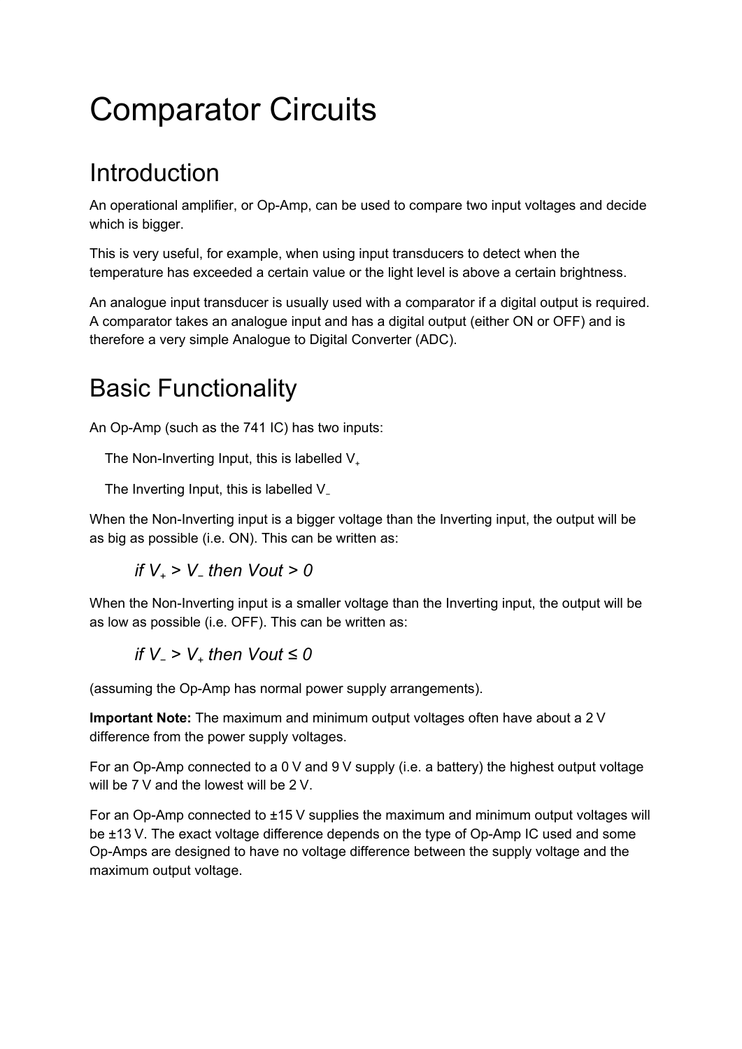# Comparator Circuits

## Introduction

An operational amplifier, or Op-Amp, can be used to compare two input voltages and decide which is bigger.

This is very useful, for example, when using input transducers to detect when the temperature has exceeded a certain value or the light level is above a certain brightness.

An analogue input transducer is usually used with a comparator if a digital output is required. A comparator takes an analogue input and has a digital output (either ON or OFF) and is therefore a very simple Analogue to Digital Converter (ADC).

## Basic Functionality

An Op-Amp (such as the 741 IC) has two inputs:

The Non-Inverting Input, this is labelled $V_+$

The Inverting Input, this is labelled $V_-$

When the Non-Inverting input is a bigger voltage than the Inverting input, the output will be as big as possible (i.e. ON). This can be written as:

$$\text{if } V_+ > V_- \text{ then } V_{out} > 0$$

When the Non-Inverting input is a smaller voltage than the Inverting input, the output will be as low as possible (i.e. OFF). This can be written as:

$$\text{if } V_- > V_+ \text{ then } V_{out} \leq 0$$

(assuming the Op-Amp has normal power supply arrangements).

**Important Note:** The maximum and minimum output voltages often have about a 2 V difference from the power supply voltages.

For an Op-Amp connected to a 0 V and 9 V supply (i.e. a battery) the highest output voltage will be 7 V and the lowest will be 2 V.

For an Op-Amp connected to ±15 V supplies the maximum and minimum output voltages will be ±13 V. The exact voltage difference depends on the type of Op-Amp IC used and some Op-Amps are designed to have no voltage difference between the supply voltage and the maximum output voltage.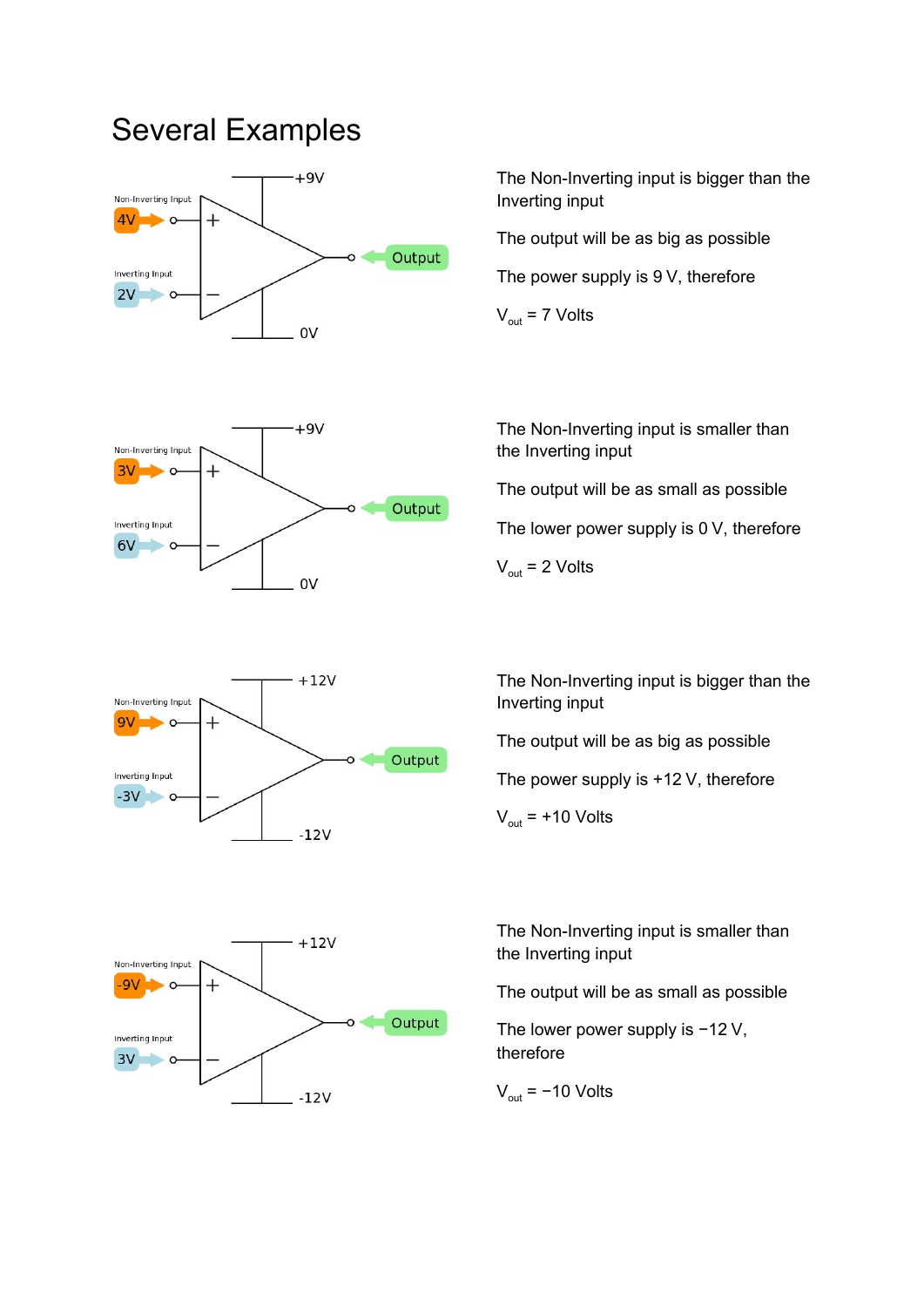# Several Examples

The Non-Inverting input is bigger than the Inverting input

The output will be as big as possible

The power supply is 9 V, therefore

$V_{out}$ = 7 Volts

The Non-Inverting input is smaller than the Inverting input

The output will be as small as possible

The lower power supply is 0 V, therefore

$V_{out}$ = 2 Volts

The Non-Inverting input is bigger than the Inverting input

The output will be as big as possible

The power supply is +12 V, therefore

$V_{out}$ = +10 Volts

The Non-Inverting input is smaller than the Inverting input

The output will be as small as possible

The lower power supply is −12 V, therefore

$V_{out}$ = −10 Volts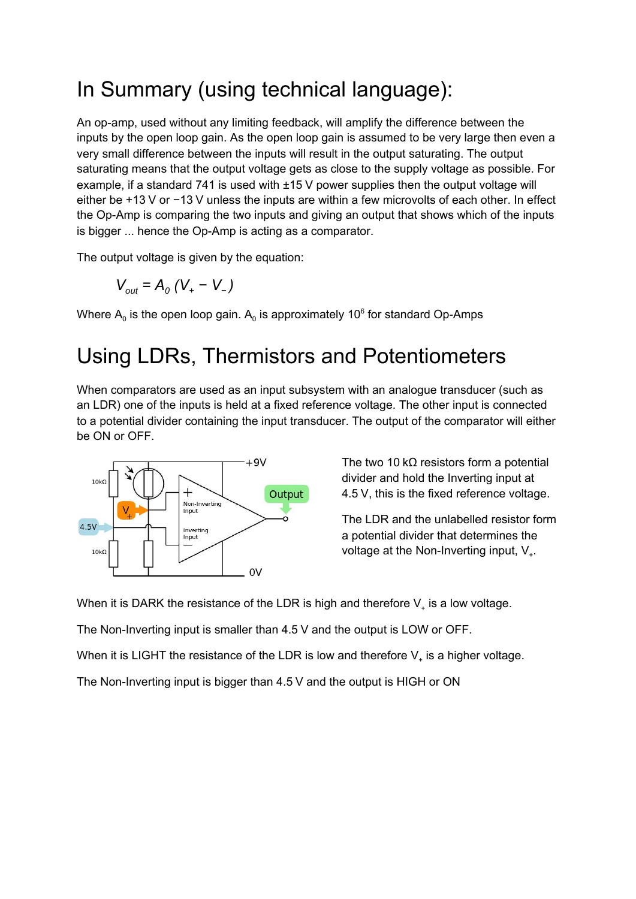# In Summary (using technical language):

An op-amp, used without any limiting feedback, will amplify the difference between the inputs by the open loop gain. As the open loop gain is assumed to be very large then even a very small difference between the inputs will result in the output saturating. The output saturating means that the output voltage gets as close to the supply voltage as possible. For example, if a standard 741 is used with ±15 V power supplies then the output voltage will either be +13 V or −13 V unless the inputs are within a few microvolts of each other. In effect the Op-Amp is comparing the two inputs and giving an output that shows which of the inputs is bigger ... hence the Op-Amp is acting as a comparator.

The output voltage is given by the equation:

$$V_{out} = A_0\,(V_+ - V_-)$$

Where $A_0$ is the open loop gain. $A_0$ is approximately $10^6$ for standard Op-Amps

# Using LDRs, Thermistors and Potentiometers

When comparators are used as an input subsystem with an analogue transducer (such as an LDR) one of the inputs is held at a fixed reference voltage. The other input is connected to a potential divider containing the input transducer. The output of the comparator will either be ON or OFF.

The two 10 kΩ resistors form a potential divider and hold the Inverting input at 4.5 V, this is the fixed reference voltage.

The LDR and the unlabelled resistor form a potential divider that determines the voltage at the Non-Inverting input, $V_+$.

When it is DARK the resistance of the LDR is high and therefore $V_+$ is a low voltage.

The Non-Inverting input is smaller than 4.5 V and the output is LOW or OFF.

When it is LIGHT the resistance of the LDR is low and therefore $V_+$ is a higher voltage.

The Non-Inverting input is bigger than 4.5 V and the output is HIGH or ON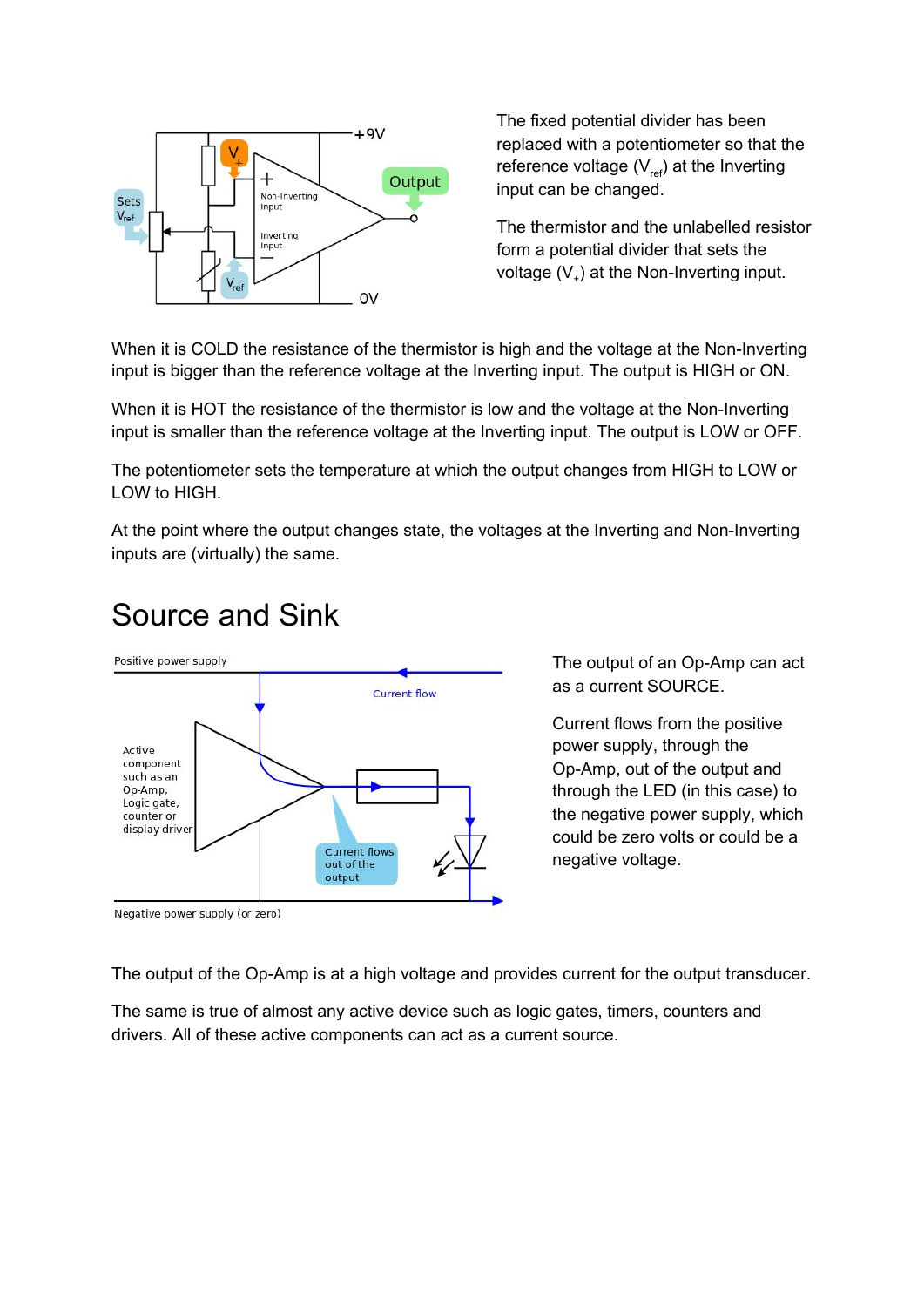The fixed potential divider has been replaced with a potentiometer so that the reference voltage ($V_{ref}$) at the Inverting input can be changed.

The thermistor and the unlabelled resistor form a potential divider that sets the voltage ($V_+$) at the Non-Inverting input.

When it is COLD the resistance of the thermistor is high and the voltage at the Non-Inverting input is bigger than the reference voltage at the Inverting input. The output is HIGH or ON.

When it is HOT the resistance of the thermistor is low and the voltage at the Non-Inverting input is smaller than the reference voltage at the Inverting input. The output is LOW or OFF.

The potentiometer sets the temperature at which the output changes from HIGH to LOW or LOW to HIGH.

At the point where the output changes state, the voltages at the Inverting and Non-Inverting inputs are (virtually) the same.

# Source and Sink

The output of an Op-Amp can act as a current SOURCE.

Current flows from the positive power supply, through the Op-Amp, out of the output and through the LED (in this case) to the negative power supply, which could be zero volts or could be a negative voltage.

The output of the Op-Amp is at a high voltage and provides current for the output transducer.

The same is true of almost any active device such as logic gates, timers, counters and drivers. All of these active components can act as a current source.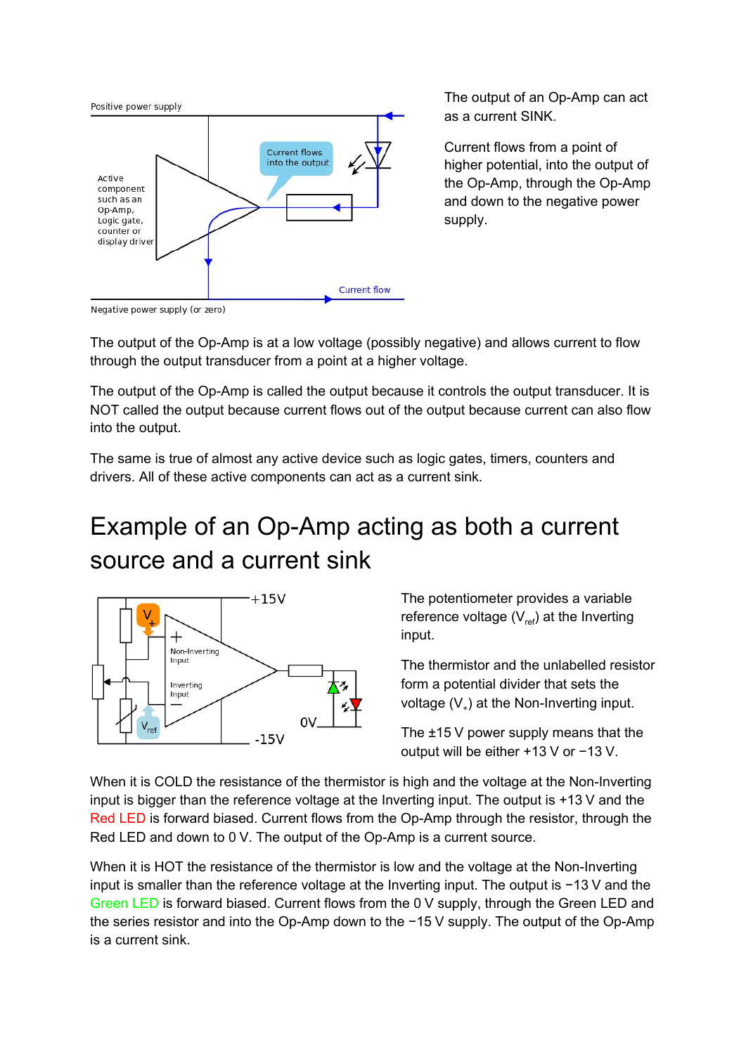The output of an Op-Amp can act as a current SINK.

Current flows from a point of higher potential, into the output of the Op-Amp, through the Op-Amp and down to the negative power supply.

The output of the Op-Amp is at a low voltage (possibly negative) and allows current to flow through the output transducer from a point at a higher voltage.

The output of the Op-Amp is called the output because it controls the output transducer. It is NOT called the output because current flows out of the output because current can also flow into the output.

The same is true of almost any active device such as logic gates, timers, counters and drivers. All of these active components can act as a current sink.

# Example of an Op-Amp acting as both a current source and a current sink

The potentiometer provides a variable reference voltage ($V_{ref}$) at the Inverting input.

The thermistor and the unlabelled resistor form a potential divider that sets the voltage ($V_+$) at the Non-Inverting input.

The ±15 V power supply means that the output will be either +13 V or −13 V.

When it is COLD the resistance of the thermistor is high and the voltage at the Non-Inverting input is bigger than the reference voltage at the Inverting input. The output is +13 V and the Red LED is forward biased. Current flows from the Op-Amp through the resistor, through the Red LED and down to 0 V. The output of the Op-Amp is a current source.

When it is HOT the resistance of the thermistor is low and the voltage at the Non-Inverting input is smaller than the reference voltage at the Inverting input. The output is −13 V and the Green LED is forward biased. Current flows from the 0 V supply, through the Green LED and the series resistor and into the Op-Amp down to the −15 V supply. The output of the Op-Amp is a current sink.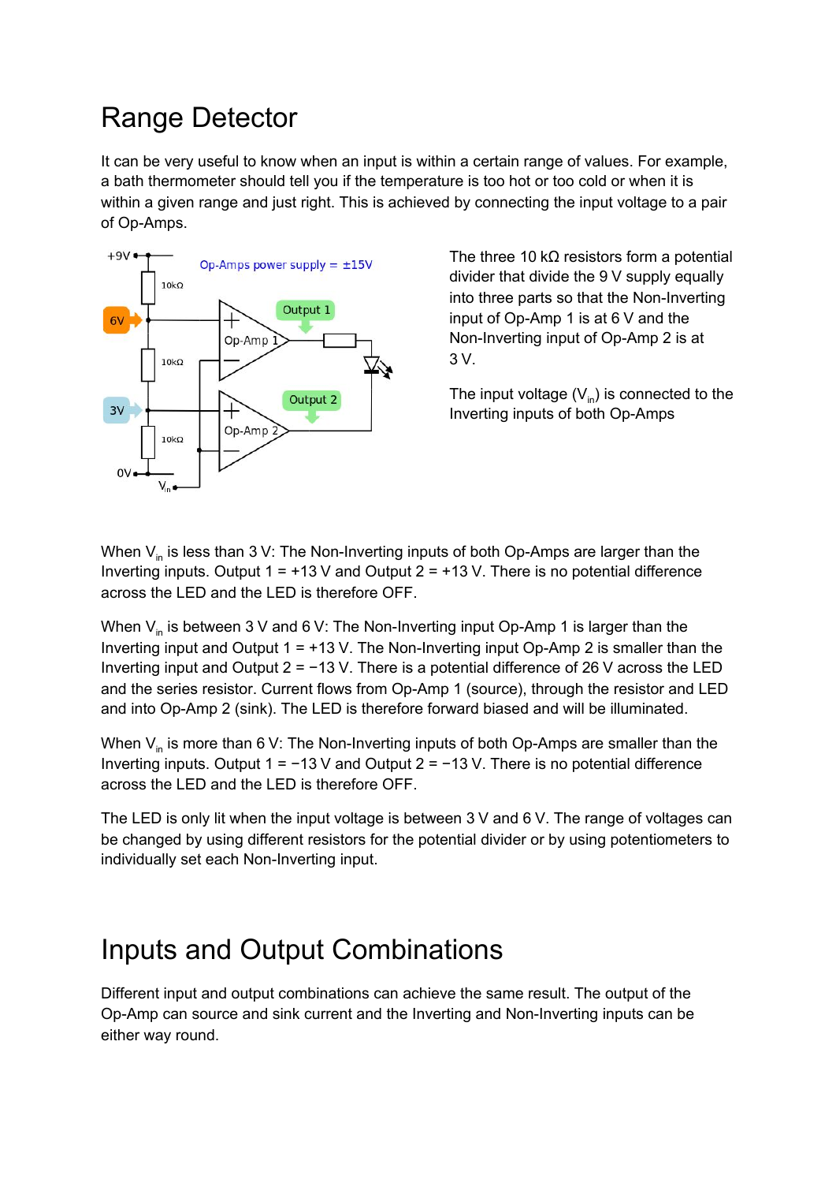# Range Detector

It can be very useful to know when an input is within a certain range of values. For example, a bath thermometer should tell you if the temperature is too hot or too cold or when it is within a given range and just right. This is achieved by connecting the input voltage to a pair of Op-Amps.

The three 10 kΩ resistors form a potential divider that divide the 9 V supply equally into three parts so that the Non-Inverting input of Op-Amp 1 is at 6 V and the Non-Inverting input of Op-Amp 2 is at 3 V.

The input voltage ($V_{in}$) is connected to the Inverting inputs of both Op-Amps

When $V_{in}$ is less than 3 V: The Non-Inverting inputs of both Op-Amps are larger than the Inverting inputs. Output 1 = +13 V and Output 2 = +13 V. There is no potential difference across the LED and the LED is therefore OFF.

When $V_{in}$ is between 3 V and 6 V: The Non-Inverting input Op-Amp 1 is larger than the Inverting input and Output 1 = +13 V. The Non-Inverting input Op-Amp 2 is smaller than the Inverting input and Output 2 = −13 V. There is a potential difference of 26 V across the LED and the series resistor. Current flows from Op-Amp 1 (source), through the resistor and LED and into Op-Amp 2 (sink). The LED is therefore forward biased and will be illuminated.

When $V_{in}$ is more than 6 V: The Non-Inverting inputs of both Op-Amps are smaller than the Inverting inputs. Output 1 = −13 V and Output 2 = −13 V. There is no potential difference across the LED and the LED is therefore OFF.

The LED is only lit when the input voltage is between 3 V and 6 V. The range of voltages can be changed by using different resistors for the potential divider or by using potentiometers to individually set each Non-Inverting input.

# Inputs and Output Combinations

Different input and output combinations can achieve the same result. The output of the Op-Amp can source and sink current and the Inverting and Non-Inverting inputs can be either way round.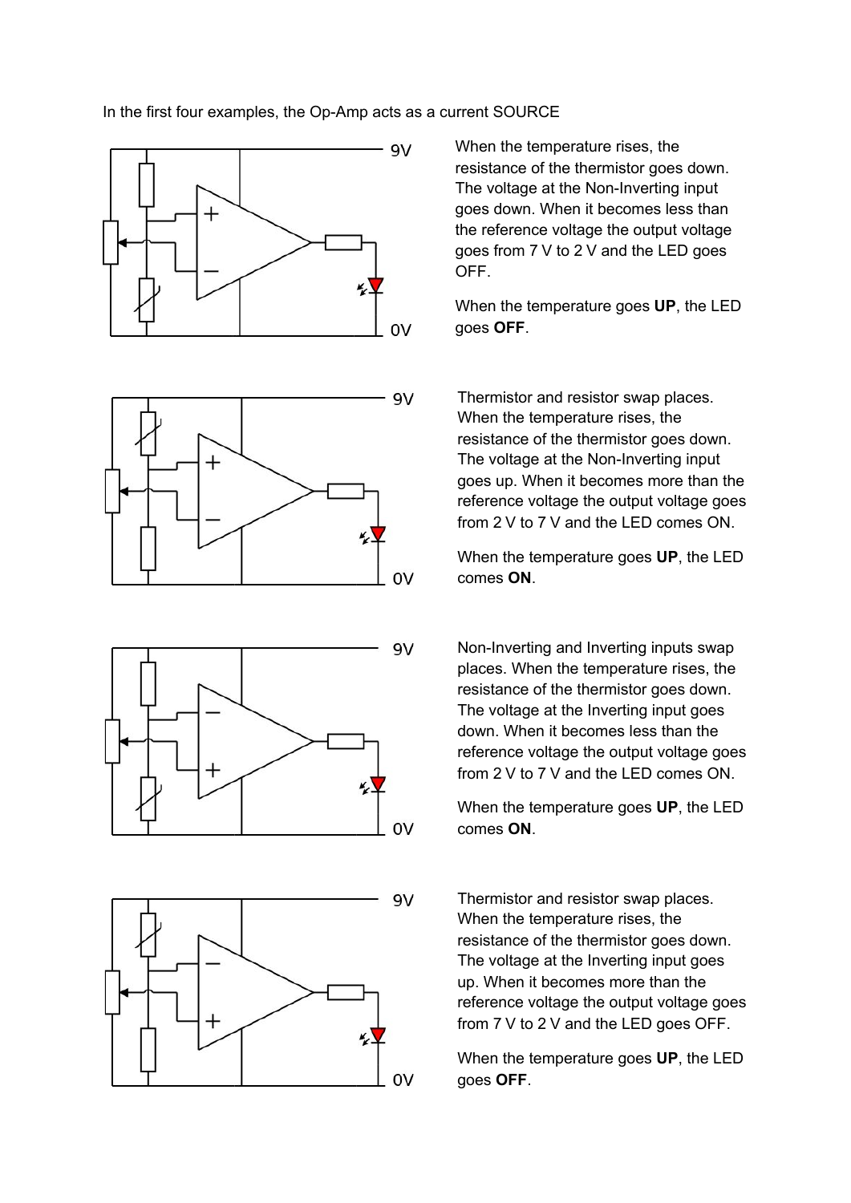In the first four examples, the Op-Amp acts as a current SOURCE

When the temperature rises, the resistance of the thermistor goes down. The voltage at the Non-Inverting input goes down. When it becomes less than the reference voltage the output voltage goes from 7 V to 2 V and the LED goes OFF.

When the temperature goes **UP**, the LED goes **OFF**.

Thermistor and resistor swap places. When the temperature rises, the resistance of the thermistor goes down. The voltage at the Non-Inverting input goes up. When it becomes more than the reference voltage the output voltage goes from 2 V to 7 V and the LED comes ON.

When the temperature goes **UP**, the LED comes **ON**.

Non-Inverting and Inverting inputs swap places. When the temperature rises, the resistance of the thermistor goes down. The voltage at the Inverting input goes down. When it becomes less than the reference voltage the output voltage goes from 2 V to 7 V and the LED comes ON.

When the temperature goes **UP**, the LED comes **ON**.

Thermistor and resistor swap places. When the temperature rises, the resistance of the thermistor goes down. The voltage at the Inverting input goes up. When it becomes more than the reference voltage the output voltage goes from 7 V to 2 V and the LED goes OFF.

When the temperature goes **UP**, the LED goes **OFF**.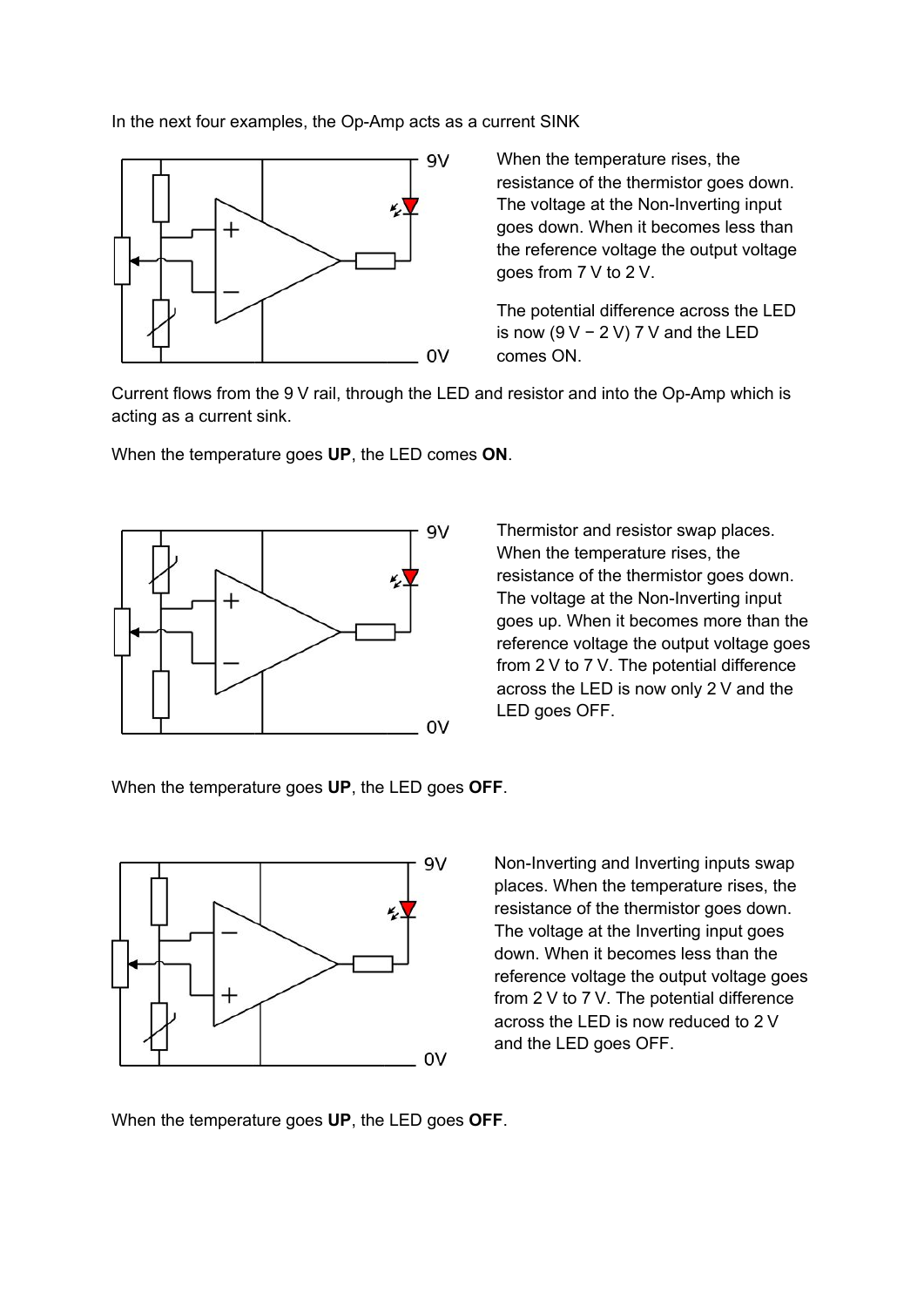In the next four examples, the Op-Amp acts as a current SINK

When the temperature rises, the resistance of the thermistor goes down. The voltage at the Non-Inverting input goes down. When it becomes less than the reference voltage the output voltage goes from 7 V to 2 V.

The potential difference across the LED is now (9 V − 2 V) 7 V and the LED comes ON.

Current flows from the 9 V rail, through the LED and resistor and into the Op-Amp which is acting as a current sink.

When the temperature goes **UP**, the LED comes **ON**.

Thermistor and resistor swap places. When the temperature rises, the resistance of the thermistor goes down. The voltage at the Non-Inverting input goes up. When it becomes more than the reference voltage the output voltage goes from 2 V to 7 V. The potential difference across the LED is now only 2 V and the LED goes OFF.

When the temperature goes **UP**, the LED goes **OFF**.

Non-Inverting and Inverting inputs swap places. When the temperature rises, the resistance of the thermistor goes down. The voltage at the Inverting input goes down. When it becomes less than the reference voltage the output voltage goes from 2 V to 7 V. The potential difference across the LED is now reduced to 2 V and the LED goes OFF.

When the temperature goes **UP**, the LED goes **OFF**.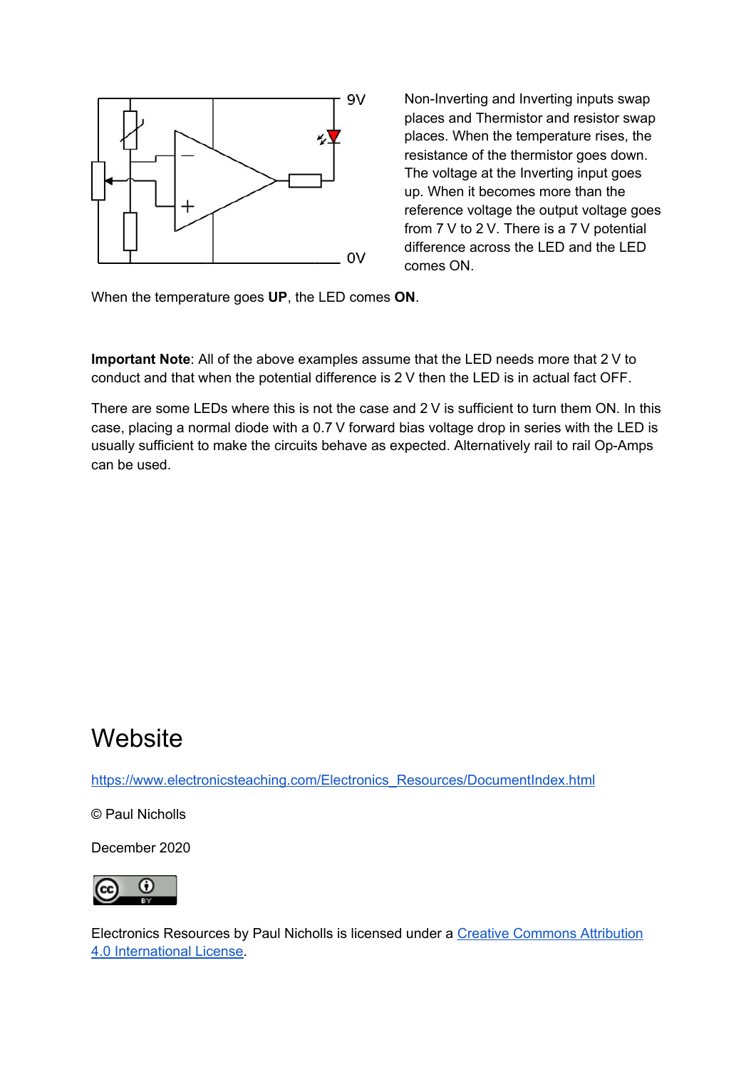9V

0V

Non-Inverting and Inverting inputs swap places and Thermistor and resistor swap places. When the temperature rises, the resistance of the thermistor goes down. The voltage at the Inverting input goes up. When it becomes more than the reference voltage the output voltage goes from 7 V to 2 V. There is a 7 V potential difference across the LED and the LED comes ON.

When the temperature goes **UP**, the LED comes **ON**.

**Important Note**: All of the above examples assume that the LED needs more that 2 V to conduct and that when the potential difference is 2 V then the LED is in actual fact OFF.

There are some LEDs where this is not the case and 2 V is sufficient to turn them ON. In this case, placing a normal diode with a 0.7 V forward bias voltage drop in series with the LED is usually sufficient to make the circuits behave as expected. Alternatively rail to rail Op-Amps can be used.

# Website

https://www.electronicsteaching.com/Electronics_Resources/DocumentIndex.html

© Paul Nicholls

December 2020

Electronics Resources by Paul Nicholls is licensed under a Creative Commons Attribution 4.0 International License.